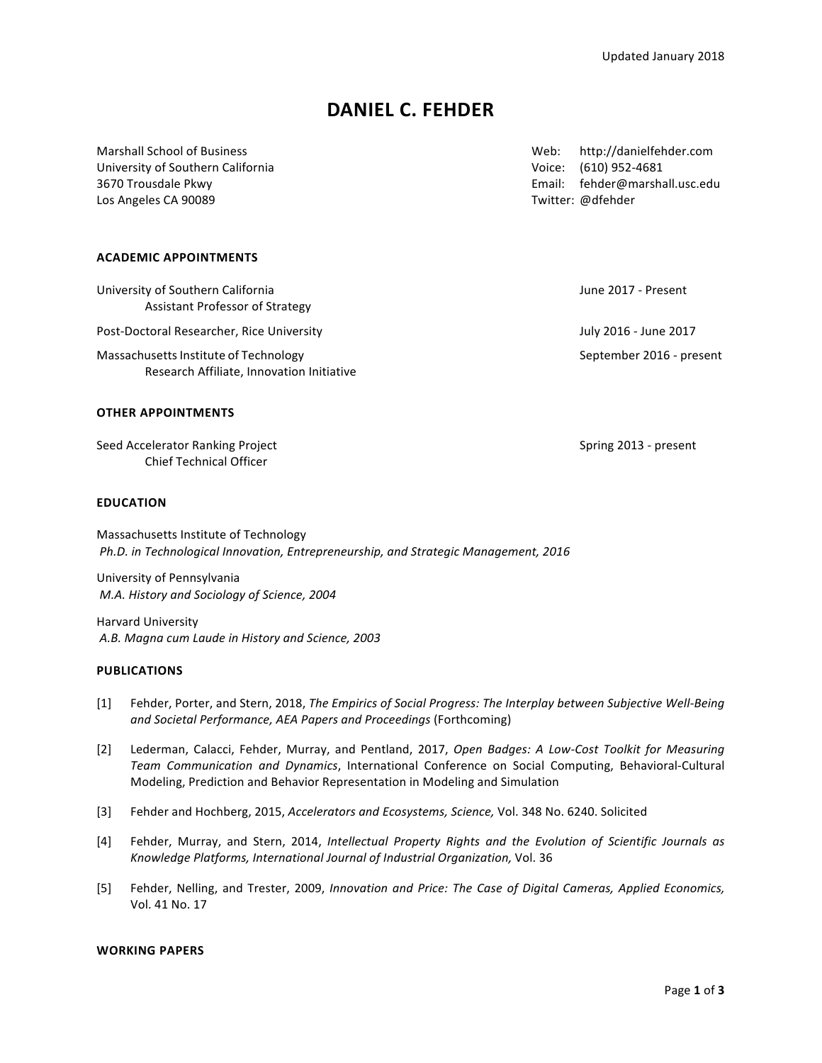Updated January 2018

# DANIEL C. FEHDER

Marshall School of Business
University of Southern California
3670 Trousdale Pkwy
Los Angeles CA 90089

Web: http://danielfehder.com
Voice: (610) 952-4681
Email: fehder@marshall.usc.edu
Twitter: @dfehder

## ACADEMIC APPOINTMENTS

University of Southern California — June 2017 - Present
Assistant Professor of Strategy

Post-Doctoral Researcher, Rice University — July 2016 - June 2017

Massachusetts Institute of Technology — September 2016 - present
Research Affiliate, Innovation Initiative

## OTHER APPOINTMENTS

Seed Accelerator Ranking Project — Spring 2013 - present
Chief Technical Officer

## EDUCATION

Massachusetts Institute of Technology
*Ph.D. in Technological Innovation, Entrepreneurship, and Strategic Management, 2016*

University of Pennsylvania
*M.A. History and Sociology of Science, 2004*

Harvard University
*A.B. Magna cum Laude in History and Science, 2003*

## PUBLICATIONS

[1] Fehder, Porter, and Stern, 2018, *The Empirics of Social Progress: The Interplay between Subjective Well-Being and Societal Performance, AEA Papers and Proceedings* (Forthcoming)

[2] Lederman, Calacci, Fehder, Murray, and Pentland, 2017, *Open Badges: A Low-Cost Toolkit for Measuring Team Communication and Dynamics*, International Conference on Social Computing, Behavioral-Cultural Modeling, Prediction and Behavior Representation in Modeling and Simulation

[3] Fehder and Hochberg, 2015, *Accelerators and Ecosystems, Science,* Vol. 348 No. 6240. Solicited

[4] Fehder, Murray, and Stern, 2014, *Intellectual Property Rights and the Evolution of Scientific Journals as Knowledge Platforms, International Journal of Industrial Organization,* Vol. 36

[5] Fehder, Nelling, and Trester, 2009, *Innovation and Price: The Case of Digital Cameras, Applied Economics,* Vol. 41 No. 17

## WORKING PAPERS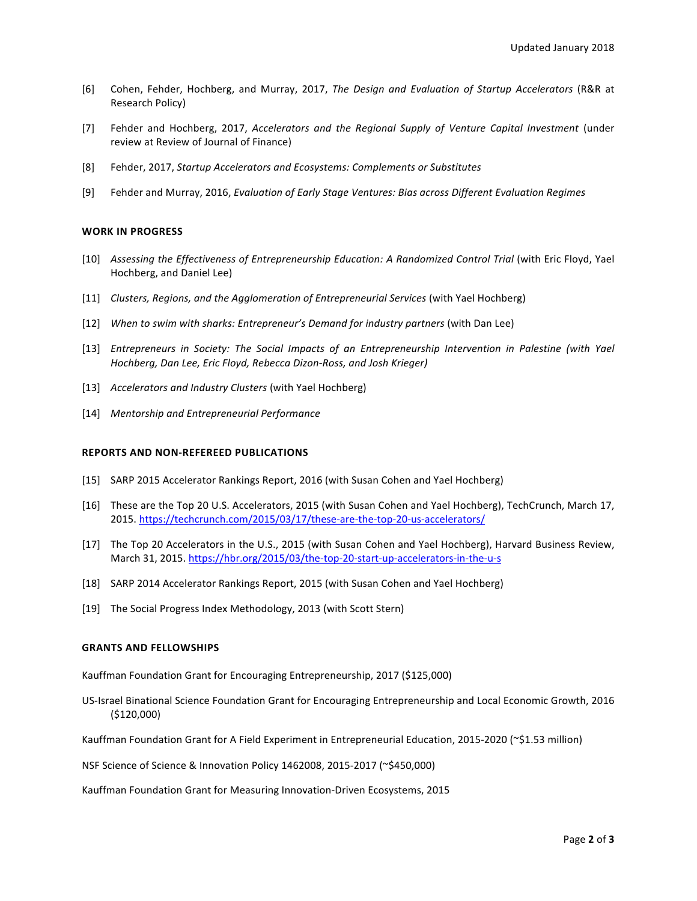[6] Cohen, Fehder, Hochberg, and Murray, 2017, *The Design and Evaluation of Startup Accelerators* (R&R at Research Policy)

[7] Fehder and Hochberg, 2017, *Accelerators and the Regional Supply of Venture Capital Investment* (under review at Review of Journal of Finance)

[8] Fehder, 2017, *Startup Accelerators and Ecosystems: Complements or Substitutes*

[9] Fehder and Murray, 2016, *Evaluation of Early Stage Ventures: Bias across Different Evaluation Regimes*

**WORK IN PROGRESS**

[10] *Assessing the Effectiveness of Entrepreneurship Education: A Randomized Control Trial* (with Eric Floyd, Yael Hochberg, and Daniel Lee)

[11] *Clusters, Regions, and the Agglomeration of Entrepreneurial Services* (with Yael Hochberg)

[12] *When to swim with sharks: Entrepreneur's Demand for industry partners* (with Dan Lee)

[13] *Entrepreneurs in Society: The Social Impacts of an Entrepreneurship Intervention in Palestine (with Yael Hochberg, Dan Lee, Eric Floyd, Rebecca Dizon-Ross, and Josh Krieger)*

[13] *Accelerators and Industry Clusters* (with Yael Hochberg)

[14] *Mentorship and Entrepreneurial Performance*

**REPORTS AND NON-REFEREED PUBLICATIONS**

[15] SARP 2015 Accelerator Rankings Report, 2016 (with Susan Cohen and Yael Hochberg)

[16] These are the Top 20 U.S. Accelerators, 2015 (with Susan Cohen and Yael Hochberg), TechCrunch, March 17, 2015. https://techcrunch.com/2015/03/17/these-are-the-top-20-us-accelerators/

[17] The Top 20 Accelerators in the U.S., 2015 (with Susan Cohen and Yael Hochberg), Harvard Business Review, March 31, 2015. https://hbr.org/2015/03/the-top-20-start-up-accelerators-in-the-u-s

[18] SARP 2014 Accelerator Rankings Report, 2015 (with Susan Cohen and Yael Hochberg)

[19] The Social Progress Index Methodology, 2013 (with Scott Stern)

**GRANTS AND FELLOWSHIPS**

Kauffman Foundation Grant for Encouraging Entrepreneurship, 2017 ($125,000)

US-Israel Binational Science Foundation Grant for Encouraging Entrepreneurship and Local Economic Growth, 2016 ($120,000)

Kauffman Foundation Grant for A Field Experiment in Entrepreneurial Education, 2015-2020 (~$1.53 million)

NSF Science of Science & Innovation Policy 1462008, 2015-2017 (~$450,000)

Kauffman Foundation Grant for Measuring Innovation-Driven Ecosystems, 2015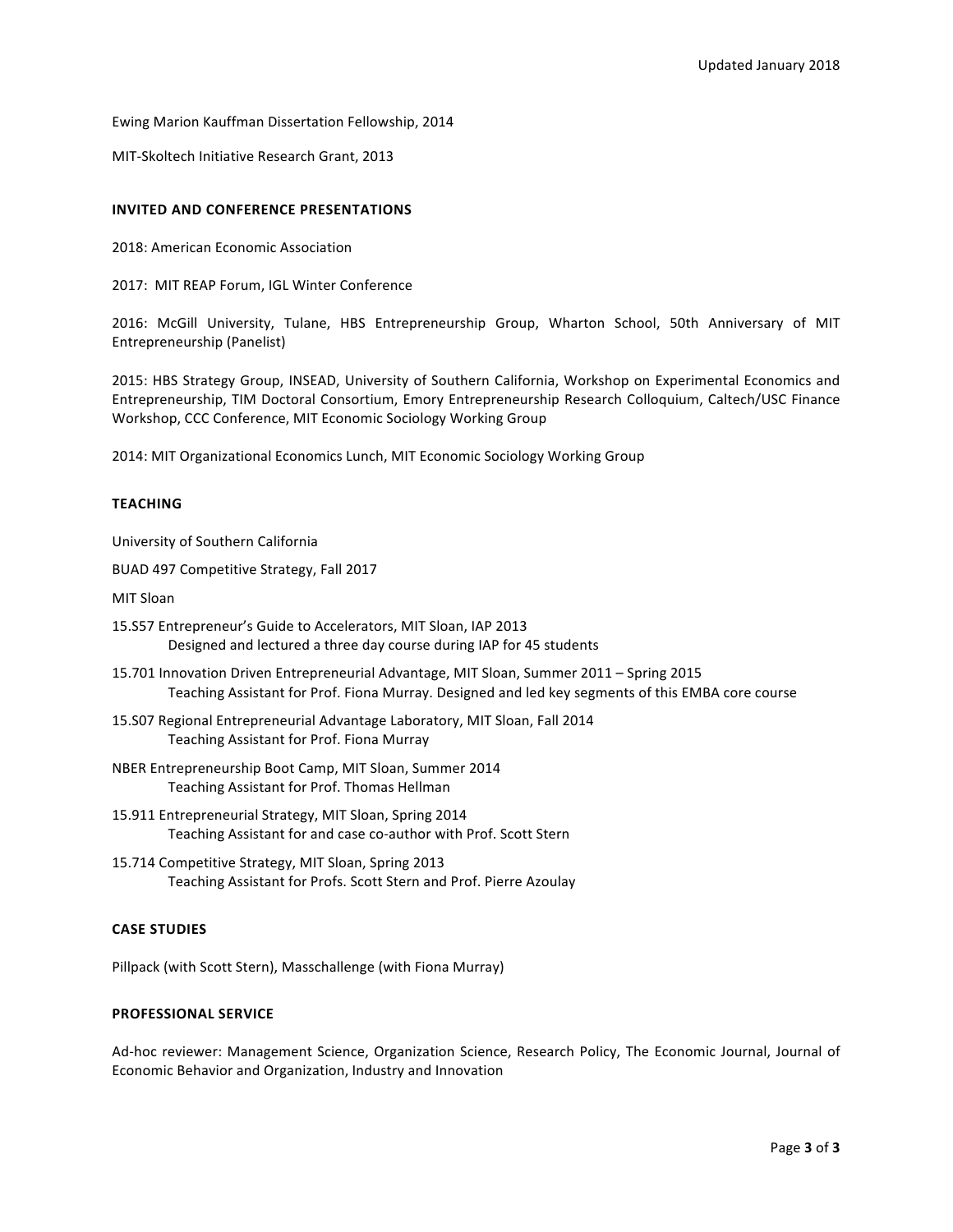Ewing Marion Kauffman Dissertation Fellowship, 2014

MIT-Skoltech Initiative Research Grant, 2013

## INVITED AND CONFERENCE PRESENTATIONS

2018: American Economic Association

2017: MIT REAP Forum, IGL Winter Conference

2016: McGill University, Tulane, HBS Entrepreneurship Group, Wharton School, 50th Anniversary of MIT Entrepreneurship (Panelist)

2015: HBS Strategy Group, INSEAD, University of Southern California, Workshop on Experimental Economics and Entrepreneurship, TIM Doctoral Consortium, Emory Entrepreneurship Research Colloquium, Caltech/USC Finance Workshop, CCC Conference, MIT Economic Sociology Working Group

2014: MIT Organizational Economics Lunch, MIT Economic Sociology Working Group

## TEACHING

University of Southern California

BUAD 497 Competitive Strategy, Fall 2017

MIT Sloan

15.S57 Entrepreneur's Guide to Accelerators, MIT Sloan, IAP 2013
 Designed and lectured a three day course during IAP for 45 students

15.701 Innovation Driven Entrepreneurial Advantage, MIT Sloan, Summer 2011 – Spring 2015
 Teaching Assistant for Prof. Fiona Murray. Designed and led key segments of this EMBA core course

15.S07 Regional Entrepreneurial Advantage Laboratory, MIT Sloan, Fall 2014
 Teaching Assistant for Prof. Fiona Murray

NBER Entrepreneurship Boot Camp, MIT Sloan, Summer 2014
 Teaching Assistant for Prof. Thomas Hellman

15.911 Entrepreneurial Strategy, MIT Sloan, Spring 2014
 Teaching Assistant for and case co-author with Prof. Scott Stern

15.714 Competitive Strategy, MIT Sloan, Spring 2013
 Teaching Assistant for Profs. Scott Stern and Prof. Pierre Azoulay

## CASE STUDIES

Pillpack (with Scott Stern), Masschallenge (with Fiona Murray)

## PROFESSIONAL SERVICE

Ad-hoc reviewer: Management Science, Organization Science, Research Policy, The Economic Journal, Journal of Economic Behavior and Organization, Industry and Innovation